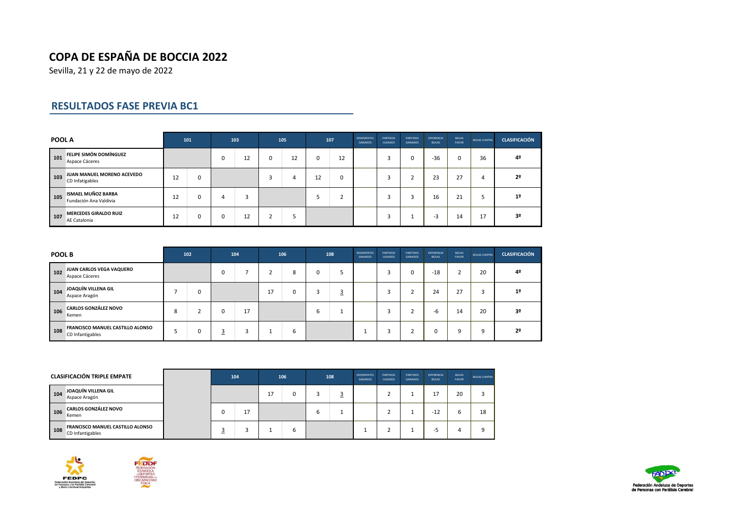# COPA DE ESPAÑA DE BOCCIA 2022

Sevilla, 21 y 22 de mayo de 2022

## RESULTADOS FASE PREVIA BC1

| POOL A | | 101 | | 103 | | 105 | | 107 | | DESEMPATES GANADOS | PARTIDOS JUGADOS | PARTIDOS GANADOS | DIFERENCIA BOLAS | BOLAS FAVOR | BOLAS CONTRA | CLASIFICACIÓN |
|---|---|---|---|---|---|---|---|---|---|---|---|---|---|---|---|---|
| 101 | **FELIPE SIMÓN DOMÍNGUEZ** Aspace Cáceres | | | 0 | 12 | 0 | 12 | 0 | 12 | | 3 | 0 | -36 | 0 | 36 | **4º** |
| 103 | **JUAN MANUEL MORENO ACEVEDO** CD Infatigables | 12 | 0 | | | 3 | 4 | 12 | 0 | | 3 | 2 | 23 | 27 | 4 | **2º** |
| 105 | **ISMAEL MUÑOZ BARBA** Fundación Ana Valdivia | 12 | 0 | 4 | 3 | | | 5 | 2 | | 3 | 3 | 16 | 21 | 5 | **1º** |
| 107 | **MERCEDES GIRALDO RUIZ** AE Catalonia | 12 | 0 | 0 | 12 | 2 | 5 | | | | 3 | 1 | -3 | 14 | 17 | **3º** |

| POOL B | | 102 | | 104 | | 106 | | 108 | | DESEMPATES GANADOS | PARTIDOS JUGADOS | PARTIDOS GANADOS | DIFERENCIA BOLAS | BOLAS FAVOR | BOLAS CONTRA | CLASIFICACIÓN |
|---|---|---|---|---|---|---|---|---|---|---|---|---|---|---|---|---|
| 102 | **JUAN CARLOS VEGA VAQUERO** Aspace Cáceres | | | 0 | 7 | 2 | 8 | 0 | 5 | | 3 | 0 | -18 | 2 | 20 | **4º** |
| 104 | **JOAQUÍN VILLENA GIL** Aspace Aragón | 7 | 0 | | | 17 | 0 | 3 | 3 | | 3 | 2 | 24 | 27 | 3 | **1º** |
| 106 | **CARLOS GONZÁLEZ NOVO** Kemen | 8 | 2 | 0 | 17 | | | 6 | 1 | | 3 | 2 | -6 | 14 | 20 | **3º** |
| 108 | **FRANCISCO MANUEL CASTILLO ALONSO** CD Infantigables | 5 | 0 | 3 | 3 | 1 | 6 | | | 1 | 3 | 2 | 0 | 9 | 9 | **2º** |

| CLASIFICACIÓN TRIPLE EMPATE | | 104 | | 106 | | 108 | | DESEMPATES GANADOS | PARTIDOS JUGADOS | PARTIDOS GANADOS | DIFERENCIA BOLAS | BOLAS FAVOR | BOLAS CONTRA |
|---|---|---|---|---|---|---|---|---|---|---|---|---|---|
| 104 | **JOAQUÍN VILLENA GIL** Aspace Aragón | | | 17 | 0 | 3 | 3 | | 2 | 1 | 17 | 20 | 3 |
| 106 | **CARLOS GONZÁLEZ NOVO** Kemen | 0 | 17 | | | 6 | 1 | | 2 | 1 | -12 | 6 | 18 |
| 108 | **FRANCISCO MANUEL CASTILLO ALONSO** CD Infantigables | 3 | 3 | 1 | 6 | | | 1 | 2 | 1 | -5 | 4 | 9 |

FEDPC Federación Española de Deportes de Personas con Parálisis Cerebral y Daño Cerebral Adquirido

FEDDF Federación Española de Deportes de Personas con Discapacidad Física

Federación Andaluza de Deportes de Personas con Parálisis Cerebral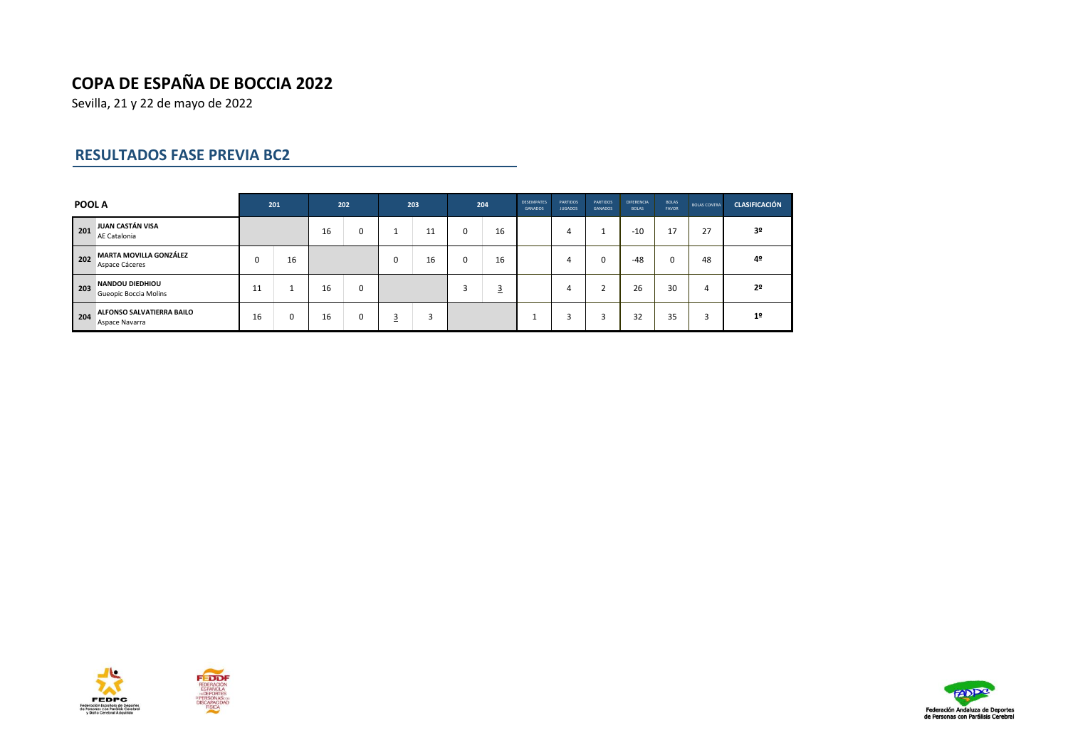# COPA DE ESPAÑA DE BOCCIA 2022

Sevilla, 21 y 22 de mayo de 2022

## RESULTADOS FASE PREVIA BC2

| POOL A | | 201 | | 202 | | 203 | | 204 | | DESEMPATES GANADOS | PARTIDOS JUGADOS | PARTIDOS GANADOS | DIFERENCIA BOLAS | BOLAS FAVOR | BOLAS CONTRA | CLASIFICACIÓN |
|---|---|---|---|---|---|---|---|---|---|---|---|---|---|---|---|---|
| 201 | **JUAN CASTÁN VISA** AE Catalonia | | | 16 | 0 | 1 | 11 | 0 | 16 | | 4 | 1 | -10 | 17 | 27 | **3º** |
| 202 | **MARTA MOVILLA GONZÁLEZ** Aspace Cáceres | 0 | 16 | | | 0 | 16 | 0 | 16 | | 4 | 0 | -48 | 0 | 48 | **4º** |
| 203 | **NANDOU DIEDHIOU** Gueopic Boccia Molins | 11 | 1 | 16 | 0 | | | 3 | 3 | | 4 | 2 | 26 | 30 | 4 | **2º** |
| 204 | **ALFONSO SALVATIERRA BAILO** Aspace Navarra | 16 | 0 | 16 | 0 | 3 | 3 | | | 1 | 3 | 3 | 32 | 35 | 3 | **1º** |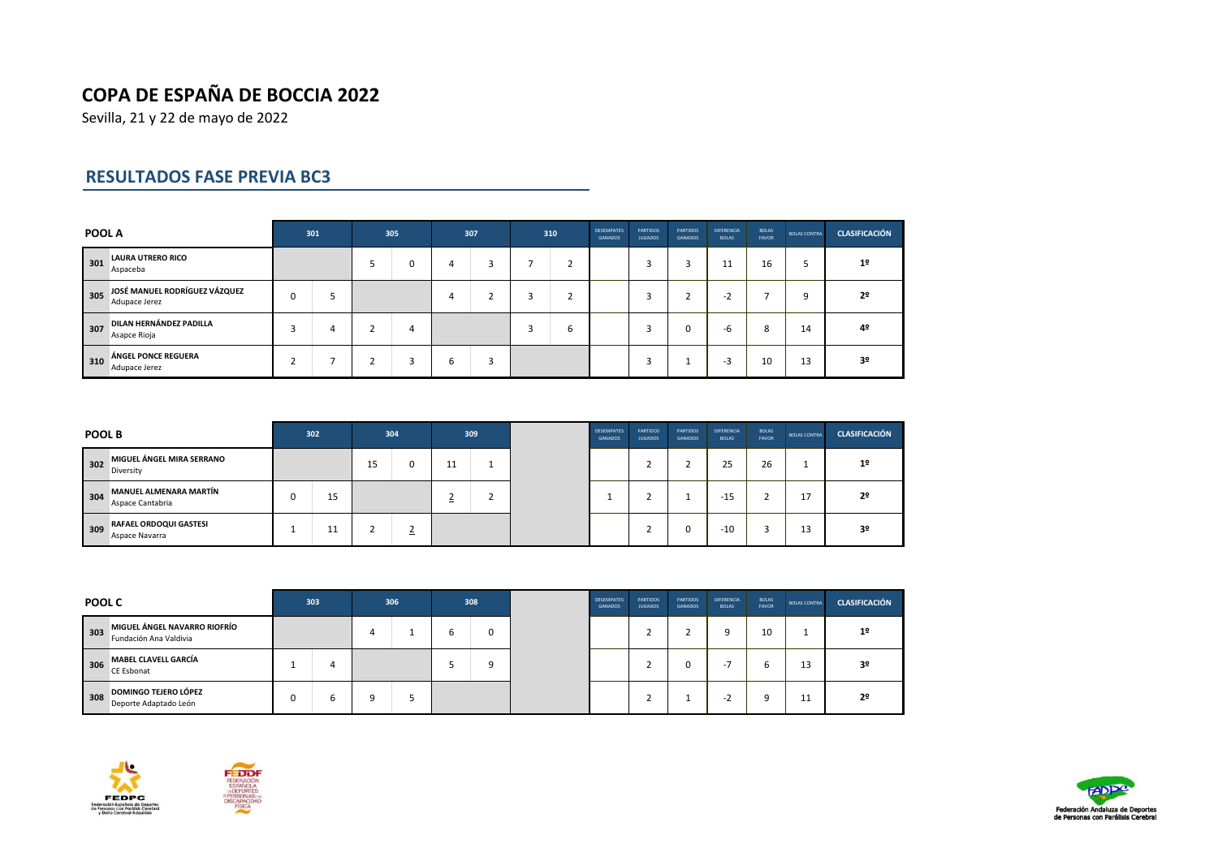# COPA DE ESPAÑA DE BOCCIA 2022

Sevilla, 21 y 22 de mayo de 2022

## RESULTADOS FASE PREVIA BC3

| POOL A | | 301 | | 305 | | 307 | | 310 | | DESEMPATES GANADOS | PARTIDOS JUGADOS | PARTIDOS GANADOS | DIFERENCIA BOLAS | BOLAS FAVOR | BOLAS CONTRA | CLASIFICACIÓN |
|---|---|---|---|---|---|---|---|---|---|---|---|---|---|---|---|---|
| 301 | **LAURA UTRERO RICO** Aspaceba | | | 5 | 0 | 4 | 3 | 7 | 2 | | 3 | 3 | 11 | 16 | 5 | 1º |
| 305 | **JOSÉ MANUEL RODRÍGUEZ VÁZQUEZ** Adupace Jerez | 0 | 5 | | | 4 | 2 | 3 | 2 | | 3 | 2 | -2 | 7 | 9 | 2º |
| 307 | **DILAN HERNÁNDEZ PADILLA** Asapce Rioja | 3 | 4 | 2 | 4 | | | 3 | 6 | | 3 | 0 | -6 | 8 | 14 | 4º |
| 310 | **ÁNGEL PONCE REGUERA** Adupace Jerez | 2 | 7 | 2 | 3 | 6 | 3 | | | | 3 | 1 | -3 | 10 | 13 | 3º |

| POOL B | | 302 | | 304 | | 309 | | | | DESEMPATES GANADOS | PARTIDOS JUGADOS | PARTIDOS GANADOS | DIFERENCIA BOLAS | BOLAS FAVOR | BOLAS CONTRA | CLASIFICACIÓN |
|---|---|---|---|---|---|---|---|---|---|---|---|---|---|---|---|---|
| 302 | **MIGUEL ÁNGEL MIRA SERRANO** Diversity | | | 15 | 0 | 11 | 1 | | | | 2 | 2 | 25 | 26 | 1 | 1º |
| 304 | **MANUEL ALMENARA MARTÍN** Aspace Cantabria | 0 | 15 | | | 2 | 2 | | | 1 | 2 | 1 | -15 | 2 | 17 | 2º |
| 309 | **RAFAEL ORDOQUI GASTESI** Aspace Navarra | 1 | 11 | 2 | 2 | | | | | | 2 | 0 | -10 | 3 | 13 | 3º |

| POOL C | | 303 | | 306 | | 308 | | | | DESEMPATES GANADOS | PARTIDOS JUGADOS | PARTIDOS GANADOS | DIFERENCIA BOLAS | BOLAS FAVOR | BOLAS CONTRA | CLASIFICACIÓN |
|---|---|---|---|---|---|---|---|---|---|---|---|---|---|---|---|---|
| 303 | **MIGUEL ÁNGEL NAVARRO RIOFRÍO** Fundación Ana Valdivia | | | 4 | 1 | 6 | 0 | | | | 2 | 2 | 9 | 10 | 1 | 1º |
| 306 | **MABEL CLAVELL GARCÍA** CE Esbonat | 1 | 4 | | | 5 | 9 | | | | 2 | 0 | -7 | 6 | 13 | 3º |
| 308 | **DOMINGO TEJERO LÓPEZ** Deporte Adaptado León | 0 | 6 | 9 | 5 | | | | | | 2 | 1 | -2 | 9 | 11 | 2º |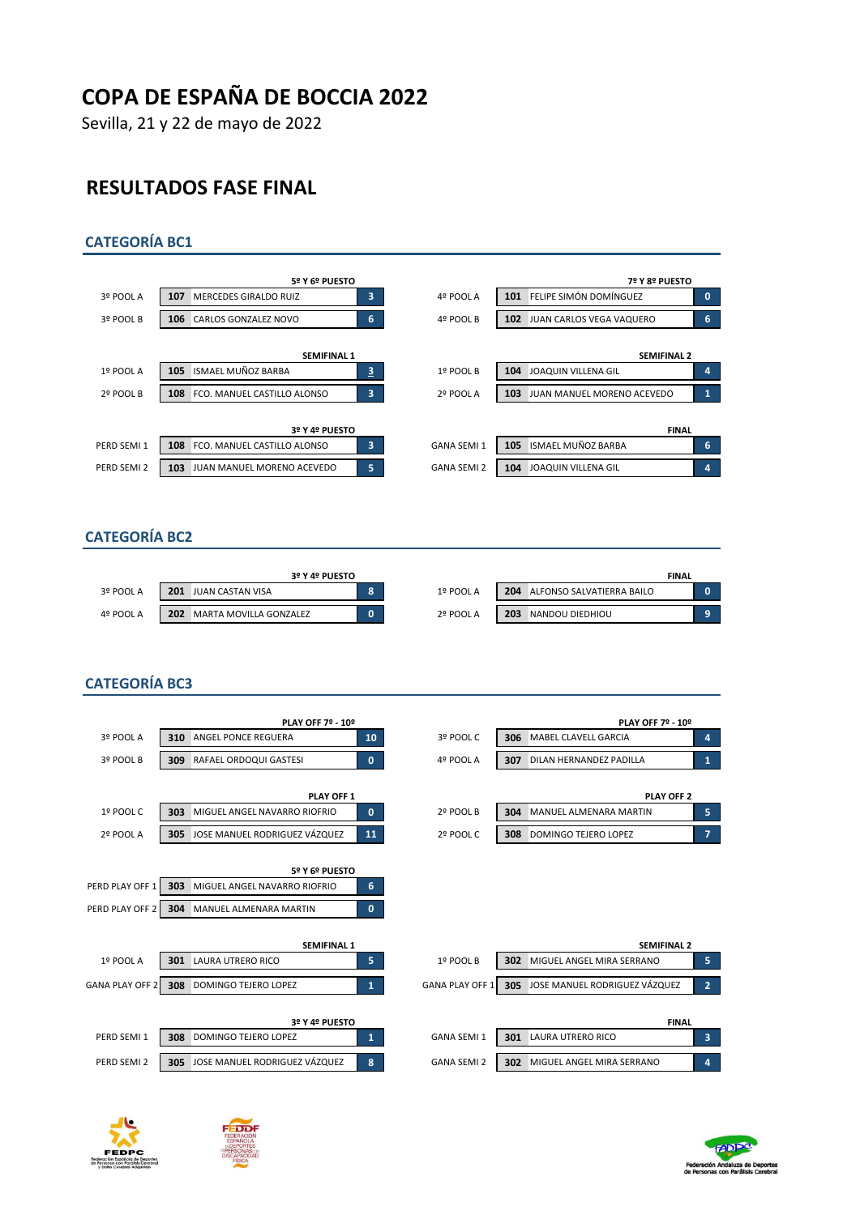# COPA DE ESPAÑA DE BOCCIA 2022

Sevilla, 21 y 22 de mayo de 2022

## RESULTADOS FASE FINAL

### CATEGORÍA BC1

**5º Y 6º PUESTO**

| | | | |
|---|---|---|---|
| 3º POOL A | 107 | MERCEDES GIRALDO RUIZ | 3 |
| 3º POOL B | 106 | CARLOS GONZALEZ NOVO | 6 |

**7º Y 8º PUESTO**

| | | | |
|---|---|---|---|
| 4º POOL A | 101 | FELIPE SIMÓN DOMÍNGUEZ | 0 |
| 4º POOL B | 102 | JUAN CARLOS VEGA VAQUERO | 6 |

**SEMIFINAL 1**

| | | | |
|---|---|---|---|
| 1º POOL A | 105 | ISMAEL MUÑOZ BARBA | 3 |
| 2º POOL B | 108 | FCO. MANUEL CASTILLO ALONSO | 3 |

**SEMIFINAL 2**

| | | | |
|---|---|---|---|
| 1º POOL B | 104 | JOAQUIN VILLENA GIL | 4 |
| 2º POOL A | 103 | JUAN MANUEL MORENO ACEVEDO | 1 |

**3º Y 4º PUESTO**

| | | | |
|---|---|---|---|
| PERD SEMI 1 | 108 | FCO. MANUEL CASTILLO ALONSO | 3 |
| PERD SEMI 2 | 103 | JUAN MANUEL MORENO ACEVEDO | 5 |

**FINAL**

| | | | |
|---|---|---|---|
| GANA SEMI 1 | 105 | ISMAEL MUÑOZ BARBA | 6 |
| GANA SEMI 2 | 104 | JOAQUIN VILLENA GIL | 4 |

### CATEGORÍA BC2

**3º Y 4º PUESTO**

| | | | |
|---|---|---|---|
| 3º POOL A | 201 | JUAN CASTAN VISA | 8 |
| 4º POOL A | 202 | MARTA MOVILLA GONZALEZ | 0 |

**FINAL**

| | | | |
|---|---|---|---|
| 1º POOL A | 204 | ALFONSO SALVATIERRA BAILO | 0 |
| 2º POOL A | 203 | NANDOU DIEDHIOU | 9 |

### CATEGORÍA BC3

**PLAY OFF 7º - 10º**

| | | | |
|---|---|---|---|
| 3º POOL A | 310 | ANGEL PONCE REGUERA | 10 |
| 3º POOL B | 309 | RAFAEL ORDOQUI GASTESI | 0 |

**PLAY OFF 7º - 10º**

| | | | |
|---|---|---|---|
| 3º POOL C | 306 | MABEL CLAVELL GARCIA | 4 |
| 4º POOL A | 307 | DILAN HERNANDEZ PADILLA | 1 |

**PLAY OFF 1**

| | | | |
|---|---|---|---|
| 1º POOL C | 303 | MIGUEL ANGEL NAVARRO RIOFRIO | 0 |
| 2º POOL A | 305 | JOSE MANUEL RODRIGUEZ VÁZQUEZ | 11 |

**PLAY OFF 2**

| | | | |
|---|---|---|---|
| 2º POOL B | 304 | MANUEL ALMENARA MARTIN | 5 |
| 2º POOL C | 308 | DOMINGO TEJERO LOPEZ | 7 |

**5º Y 6º PUESTO**

| | | | |
|---|---|---|---|
| PERD PLAY OFF 1 | 303 | MIGUEL ANGEL NAVARRO RIOFRIO | 6 |
| PERD PLAY OFF 2 | 304 | MANUEL ALMENARA MARTIN | 0 |

**SEMIFINAL 1**

| | | | |
|---|---|---|---|
| 1º POOL A | 301 | LAURA UTRERO RICO | 5 |
| GANA PLAY OFF 2 | 308 | DOMINGO TEJERO LOPEZ | 1 |

**SEMIFINAL 2**

| | | | |
|---|---|---|---|
| 1º POOL B | 302 | MIGUEL ANGEL MIRA SERRANO | 5 |
| GANA PLAY OFF 1 | 305 | JOSE MANUEL RODRIGUEZ VÁZQUEZ | 2 |

**3º Y 4º PUESTO**

| | | | |
|---|---|---|---|
| PERD SEMI 1 | 308 | DOMINGO TEJERO LOPEZ | 1 |
| PERD SEMI 2 | 305 | JOSE MANUEL RODRIGUEZ VÁZQUEZ | 8 |

**FINAL**

| | | | |
|---|---|---|---|
| GANA SEMI 1 | 301 | LAURA UTRERO RICO | 3 |
| GANA SEMI 2 | 302 | MIGUEL ANGEL MIRA SERRANO | 4 |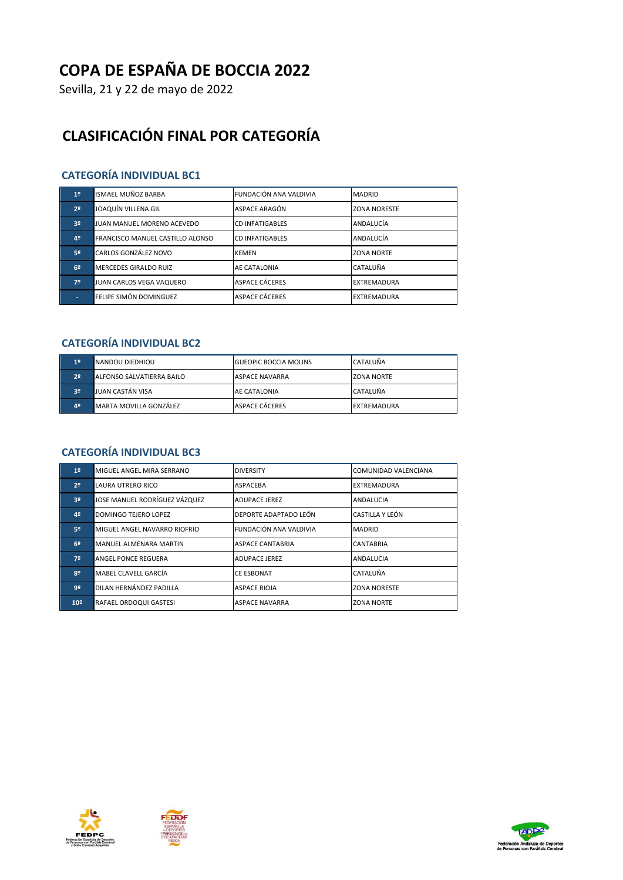# COPA DE ESPAÑA DE BOCCIA 2022

Sevilla, 21 y 22 de mayo de 2022

## CLASIFICACIÓN FINAL POR CATEGORÍA

### CATEGORÍA INDIVIDUAL BC1

| | | | |
|---|---|---|---|
| 1º | ISMAEL MUÑOZ BARBA | FUNDACIÓN ANA VALDIVIA | MADRID |
| 2º | JOAQUÍN VILLENA GIL | ASPACE ARAGÓN | ZONA NORESTE |
| 3º | JUAN MANUEL MORENO ACEVEDO | CD INFATIGABLES | ANDALUCÍA |
| 4º | FRANCISCO MANUEL CASTILLO ALONSO | CD INFATIGABLES | ANDALUCÍA |
| 5º | CARLOS GONZÁLEZ NOVO | KEMEN | ZONA NORTE |
| 6º | MERCEDES GIRALDO RUIZ | AE CATALONIA | CATALUÑA |
| 7º | JUAN CARLOS VEGA VAQUERO | ASPACE CÁCERES | EXTREMADURA |
| - | FELIPE SIMÓN DOMINGUEZ | ASPACE CÁCERES | EXTREMADURA |

### CATEGORÍA INDIVIDUAL BC2

| | | | |
|---|---|---|---|
| 1º | NANDOU DIEDHIOU | GUEOPIC BOCCIA MOLINS | CATALUÑA |
| 2º | ALFONSO SALVATIERRA BAILO | ASPACE NAVARRA | ZONA NORTE |
| 3º | JUAN CASTÁN VISA | AE CATALONIA | CATALUÑA |
| 4º | MARTA MOVILLA GONZÁLEZ | ASPACE CÁCERES | EXTREMADURA |

### CATEGORÍA INDIVIDUAL BC3

| | | | |
|---|---|---|---|
| 1º | MIGUEL ANGEL MIRA SERRANO | DIVERSITY | COMUNIDAD VALENCIANA |
| 2º | LAURA UTRERO RICO | ASPACEBA | EXTREMADURA |
| 3º | JOSE MANUEL RODRÍGUEZ VÁZQUEZ | ADUPACE JEREZ | ANDALUCIA |
| 4º | DOMINGO TEJERO LOPEZ | DEPORTE ADAPTADO LEÓN | CASTILLA Y LEÓN |
| 5º | MIGUEL ANGEL NAVARRO RIOFRIO | FUNDACIÓN ANA VALDIVIA | MADRID |
| 6º | MANUEL ALMENARA MARTIN | ASPACE CANTABRIA | CANTABRIA |
| 7º | ANGEL PONCE REGUERA | ADUPACE JEREZ | ANDALUCIA |
| 8º | MABEL CLAVELL GARCÍA | CE ESBONAT | CATALUÑA |
| 9º | DILAN HERNÁNDEZ PADILLA | ASPACE RIOJA | ZONA NORESTE |
| 10º | RAFAEL ORDOQUI GASTESI | ASPACE NAVARRA | ZONA NORTE |